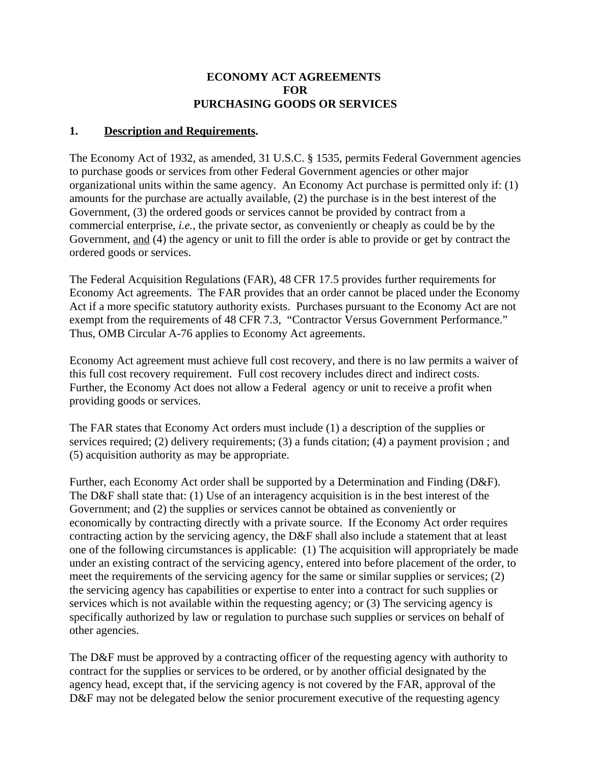# ECONOMY ACT AGREEMENTS FOR PURCHASING GOODS OR SERVICES

## 1. Description and Requirements.

The Economy Act of 1932, as amended, 31 U.S.C. § 1535, permits Federal Government agencies to purchase goods or services from other Federal Government agencies or other major organizational units within the same agency. An Economy Act purchase is permitted only if: (1) amounts for the purchase are actually available, (2) the purchase is in the best interest of the Government, (3) the ordered goods or services cannot be provided by contract from a commercial enterprise, *i.e.*, the private sector, as conveniently or cheaply as could be by the Government, and (4) the agency or unit to fill the order is able to provide or get by contract the ordered goods or services.

The Federal Acquisition Regulations (FAR), 48 CFR 17.5 provides further requirements for Economy Act agreements. The FAR provides that an order cannot be placed under the Economy Act if a more specific statutory authority exists. Purchases pursuant to the Economy Act are not exempt from the requirements of 48 CFR 7.3, "Contractor Versus Government Performance." Thus, OMB Circular A-76 applies to Economy Act agreements.

Economy Act agreement must achieve full cost recovery, and there is no law permits a waiver of this full cost recovery requirement. Full cost recovery includes direct and indirect costs. Further, the Economy Act does not allow a Federal agency or unit to receive a profit when providing goods or services.

The FAR states that Economy Act orders must include (1) a description of the supplies or services required; (2) delivery requirements; (3) a funds citation; (4) a payment provision ; and (5) acquisition authority as may be appropriate.

Further, each Economy Act order shall be supported by a Determination and Finding (D&F). The D&F shall state that: (1) Use of an interagency acquisition is in the best interest of the Government; and (2) the supplies or services cannot be obtained as conveniently or economically by contracting directly with a private source. If the Economy Act order requires contracting action by the servicing agency, the D&F shall also include a statement that at least one of the following circumstances is applicable: (1) The acquisition will appropriately be made under an existing contract of the servicing agency, entered into before placement of the order, to meet the requirements of the servicing agency for the same or similar supplies or services; (2) the servicing agency has capabilities or expertise to enter into a contract for such supplies or services which is not available within the requesting agency; or (3) The servicing agency is specifically authorized by law or regulation to purchase such supplies or services on behalf of other agencies.

The D&F must be approved by a contracting officer of the requesting agency with authority to contract for the supplies or services to be ordered, or by another official designated by the agency head, except that, if the servicing agency is not covered by the FAR, approval of the D&F may not be delegated below the senior procurement executive of the requesting agency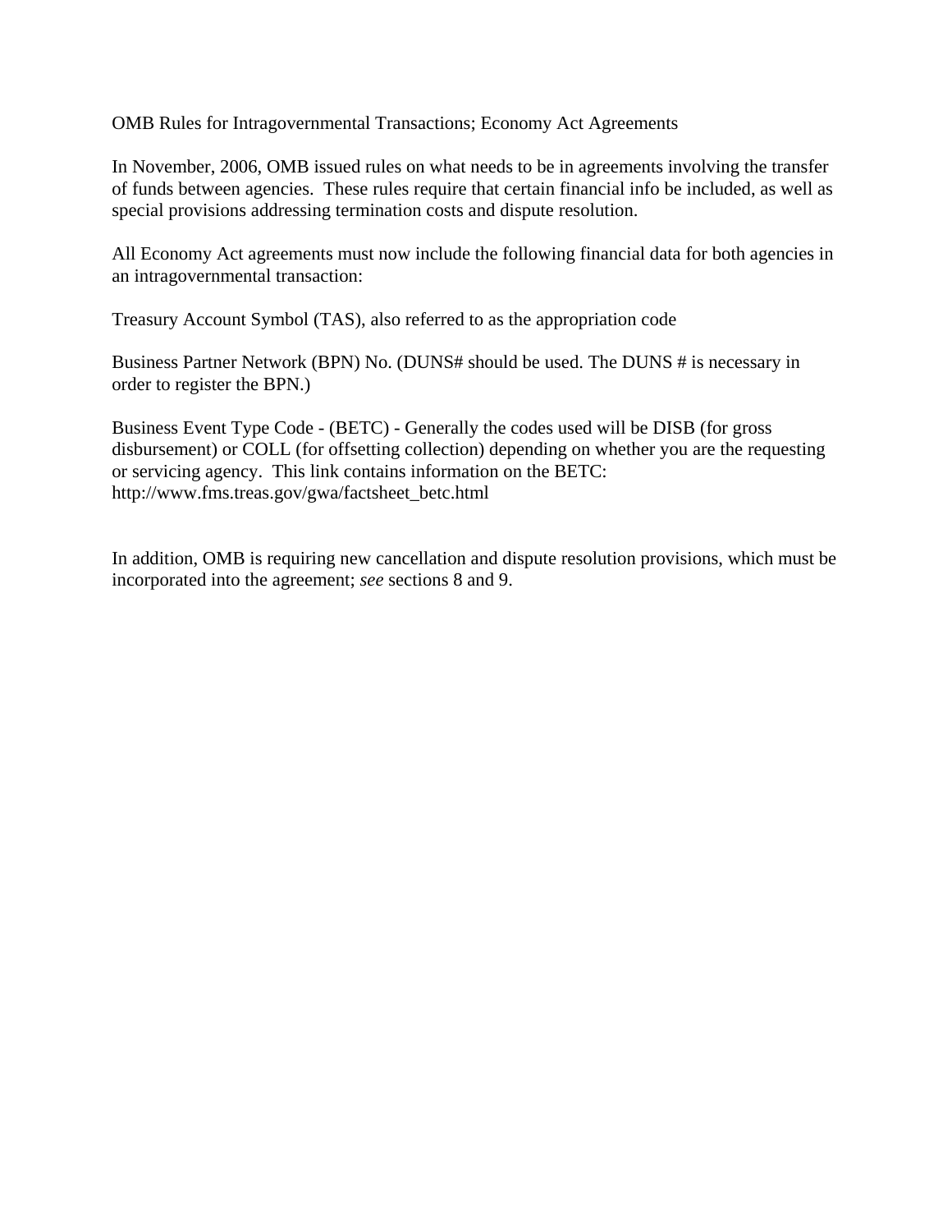OMB Rules for Intragovernmental Transactions; Economy Act Agreements

In November, 2006, OMB issued rules on what needs to be in agreements involving the transfer of funds between agencies. These rules require that certain financial info be included, as well as special provisions addressing termination costs and dispute resolution.

All Economy Act agreements must now include the following financial data for both agencies in an intragovernmental transaction:

Treasury Account Symbol (TAS), also referred to as the appropriation code

Business Partner Network (BPN) No. (DUNS# should be used. The DUNS # is necessary in order to register the BPN.)

Business Event Type Code - (BETC) - Generally the codes used will be DISB (for gross disbursement) or COLL (for offsetting collection) depending on whether you are the requesting or servicing agency. This link contains information on the BETC: http://www.fms.treas.gov/gwa/factsheet_betc.html

In addition, OMB is requiring new cancellation and dispute resolution provisions, which must be incorporated into the agreement; *see* sections 8 and 9.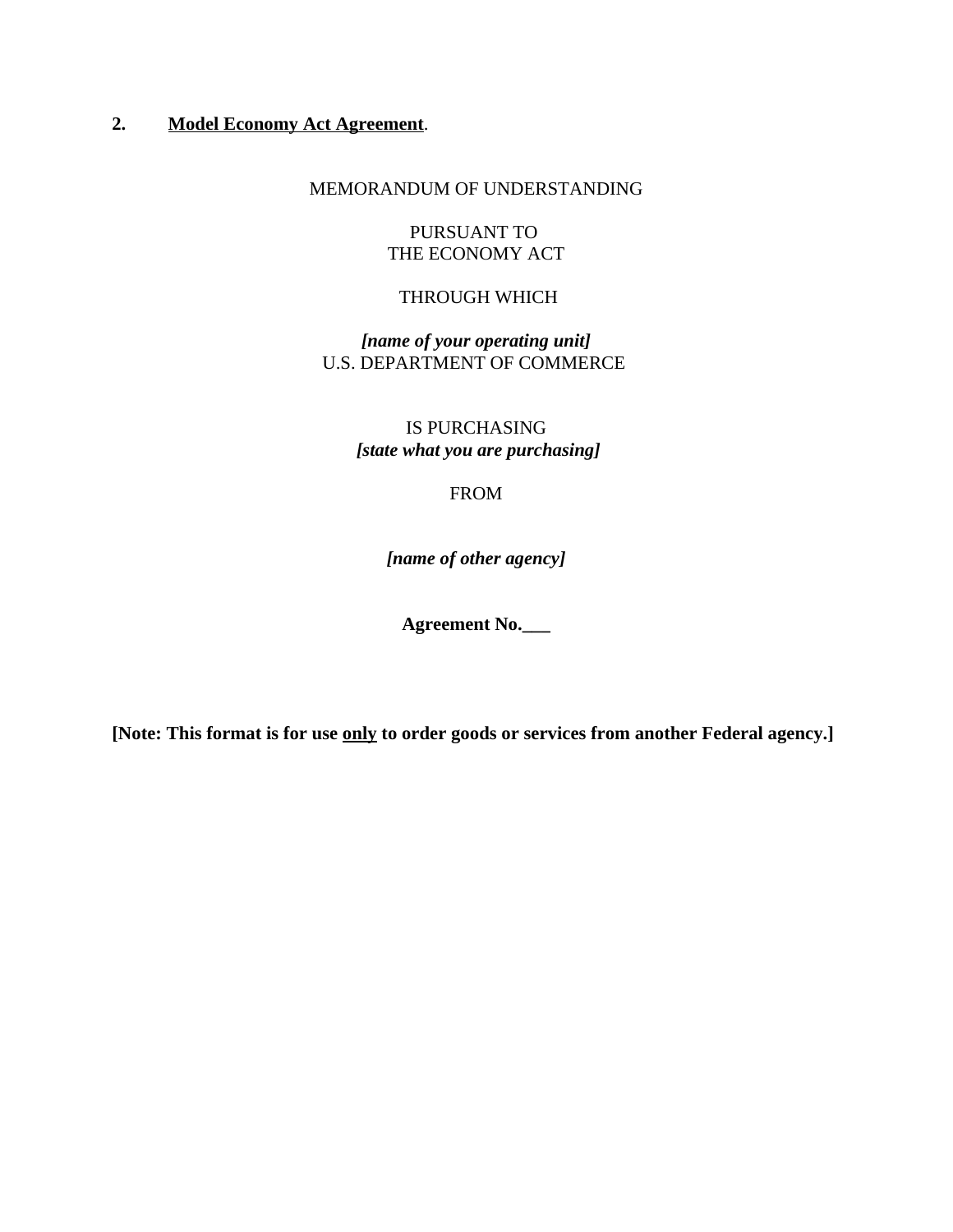**2. <u>Model Economy Act Agreement</u>.**

MEMORANDUM OF UNDERSTANDING

PURSUANT TO
THE ECONOMY ACT

THROUGH WHICH

***[name of your operating unit]***
U.S. DEPARTMENT OF COMMERCE

IS PURCHASING
***[state what you are purchasing]***

FROM

***[name of other agency]***

**Agreement No.___**

**[Note: This format is for use <u>only</u> to order goods or services from another Federal agency.]**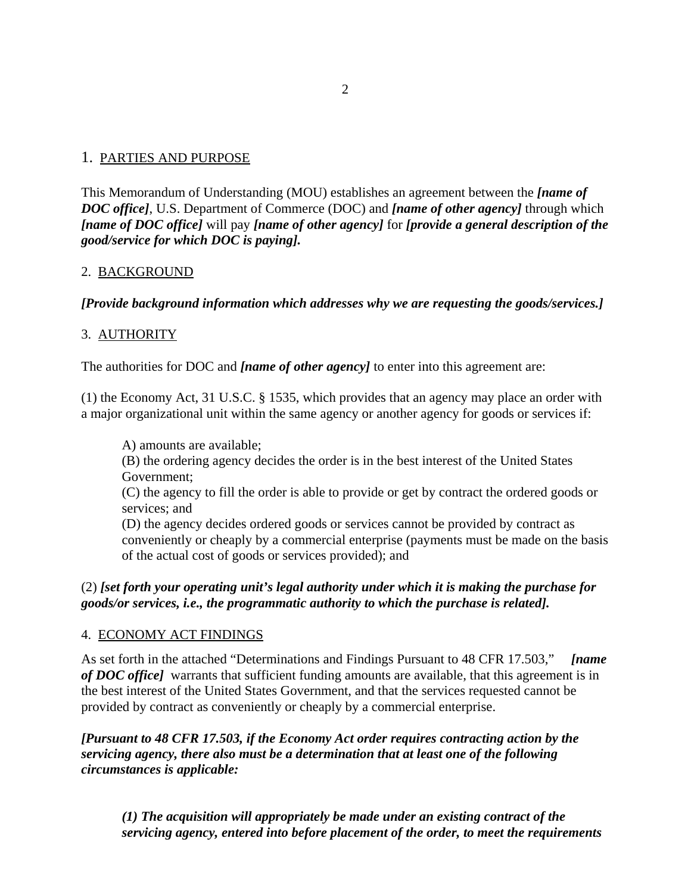## 1. PARTIES AND PURPOSE

This Memorandum of Understanding (MOU) establishes an agreement between the ***[name of DOC office]***, U.S. Department of Commerce (DOC) and ***[name of other agency]*** through which ***[name of DOC office]*** will pay ***[name of other agency]*** for ***[provide a general description of the good/service for which DOC is paying].***

## 2. BACKGROUND

***[Provide background information which addresses why we are requesting the goods/services.]***

## 3. AUTHORITY

The authorities for DOC and ***[name of other agency]*** to enter into this agreement are:

(1) the Economy Act, 31 U.S.C. § 1535, which provides that an agency may place an order with a major organizational unit within the same agency or another agency for goods or services if:

> A) amounts are available;
> (B) the ordering agency decides the order is in the best interest of the United States Government;
> (C) the agency to fill the order is able to provide or get by contract the ordered goods or services; and
> (D) the agency decides ordered goods or services cannot be provided by contract as conveniently or cheaply by a commercial enterprise (payments must be made on the basis of the actual cost of goods or services provided); and

(2) ***[set forth your operating unit's legal authority under which it is making the purchase for goods/or services, i.e., the programmatic authority to which the purchase is related].***

## 4. ECONOMY ACT FINDINGS

As set forth in the attached "Determinations and Findings Pursuant to 48 CFR 17.503," ***[name of DOC office]*** warrants that sufficient funding amounts are available, that this agreement is in the best interest of the United States Government, and that the services requested cannot be provided by contract as conveniently or cheaply by a commercial enterprise.

***[Pursuant to 48 CFR 17.503, if the Economy Act order requires contracting action by the servicing agency, there also must be a determination that at least one of the following circumstances is applicable:***

> ***(1) The acquisition will appropriately be made under an existing contract of the servicing agency, entered into before placement of the order, to meet the requirements***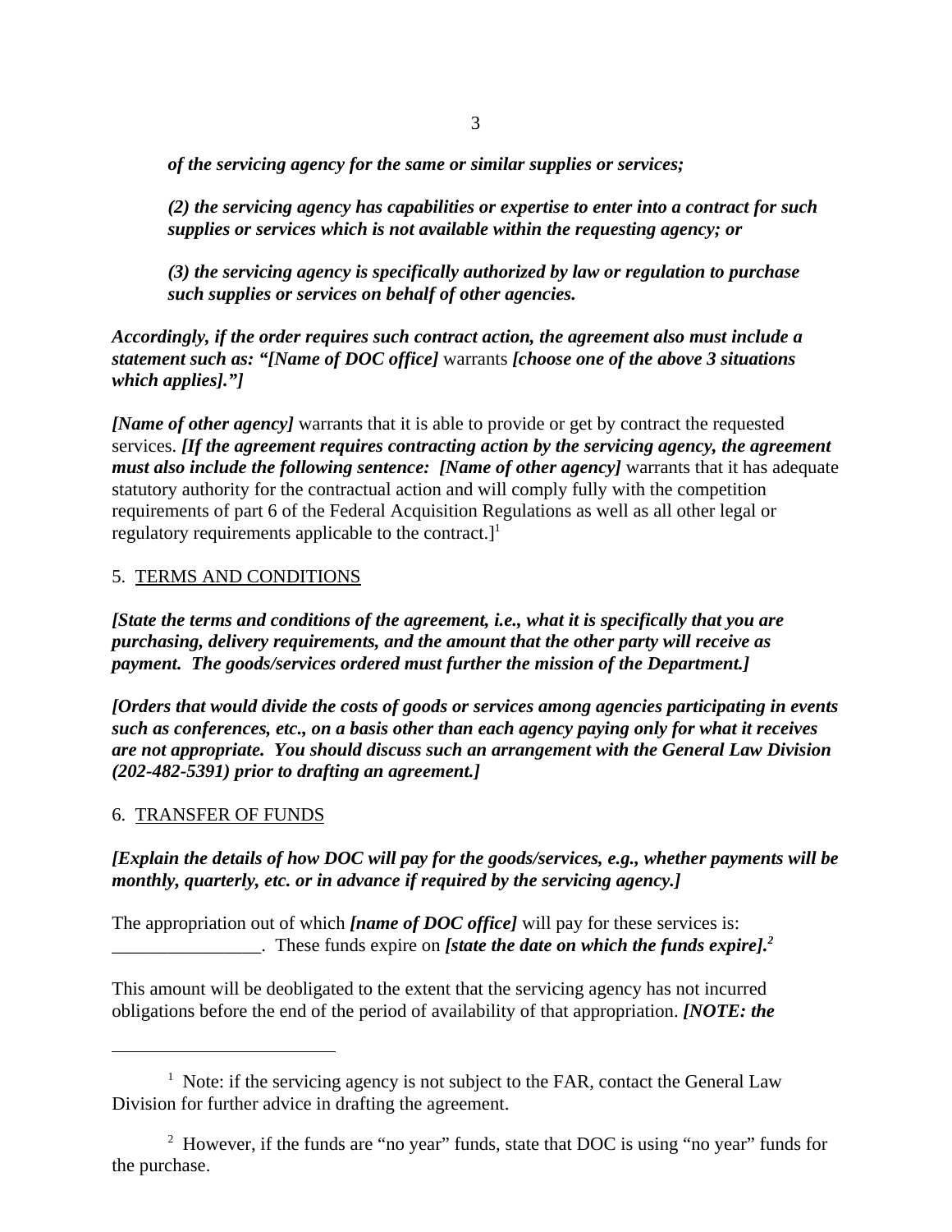*of the servicing agency for the same or similar supplies or services;*

> ***(2) the servicing agency has capabilities or expertise to enter into a contract for such supplies or services which is not available within the requesting agency; or***
>
> ***(3) the servicing agency is specifically authorized by law or regulation to purchase such supplies or services on behalf of other agencies.***

***Accordingly, if the order requires such contract action, the agreement also must include a statement such as: "[Name of DOC office]*** warrants ***[choose one of the above 3 situations which applies]."]***

***[Name of other agency]*** warrants that it is able to provide or get by contract the requested services. ***[If the agreement requires contracting action by the servicing agency, the agreement must also include the following sentence: [Name of other agency]*** warrants that it has adequate statutory authority for the contractual action and will comply fully with the competition requirements of part 6 of the Federal Acquisition Regulations as well as all other legal or regulatory requirements applicable to the contract.][1]

5. TERMS AND CONDITIONS

***[State the terms and conditions of the agreement, i.e., what it is specifically that you are purchasing, delivery requirements, and the amount that the other party will receive as payment. The goods/services ordered must further the mission of the Department.]***

***[Orders that would divide the costs of goods or services among agencies participating in events such as conferences, etc., on a basis other than each agency paying only for what it receives are not appropriate. You should discuss such an arrangement with the General Law Division (202-482-5391) prior to drafting an agreement.]***

6. TRANSFER OF FUNDS

***[Explain the details of how DOC will pay for the goods/services, e.g., whether payments will be monthly, quarterly, etc. or in advance if required by the servicing agency.]***

The appropriation out of which ***[name of DOC office]*** will pay for these services is: \_\_\_\_\_\_\_\_\_\_\_\_\_\_\_\_. These funds expire on ***[state the date on which the funds expire].***[2]

This amount will be deobligated to the extent that the servicing agency has not incurred obligations before the end of the period of availability of that appropriation. ***[NOTE: the***

---

[1] Note: if the servicing agency is not subject to the FAR, contact the General Law Division for further advice in drafting the agreement.

[2] However, if the funds are "no year" funds, state that DOC is using "no year" funds for the purchase.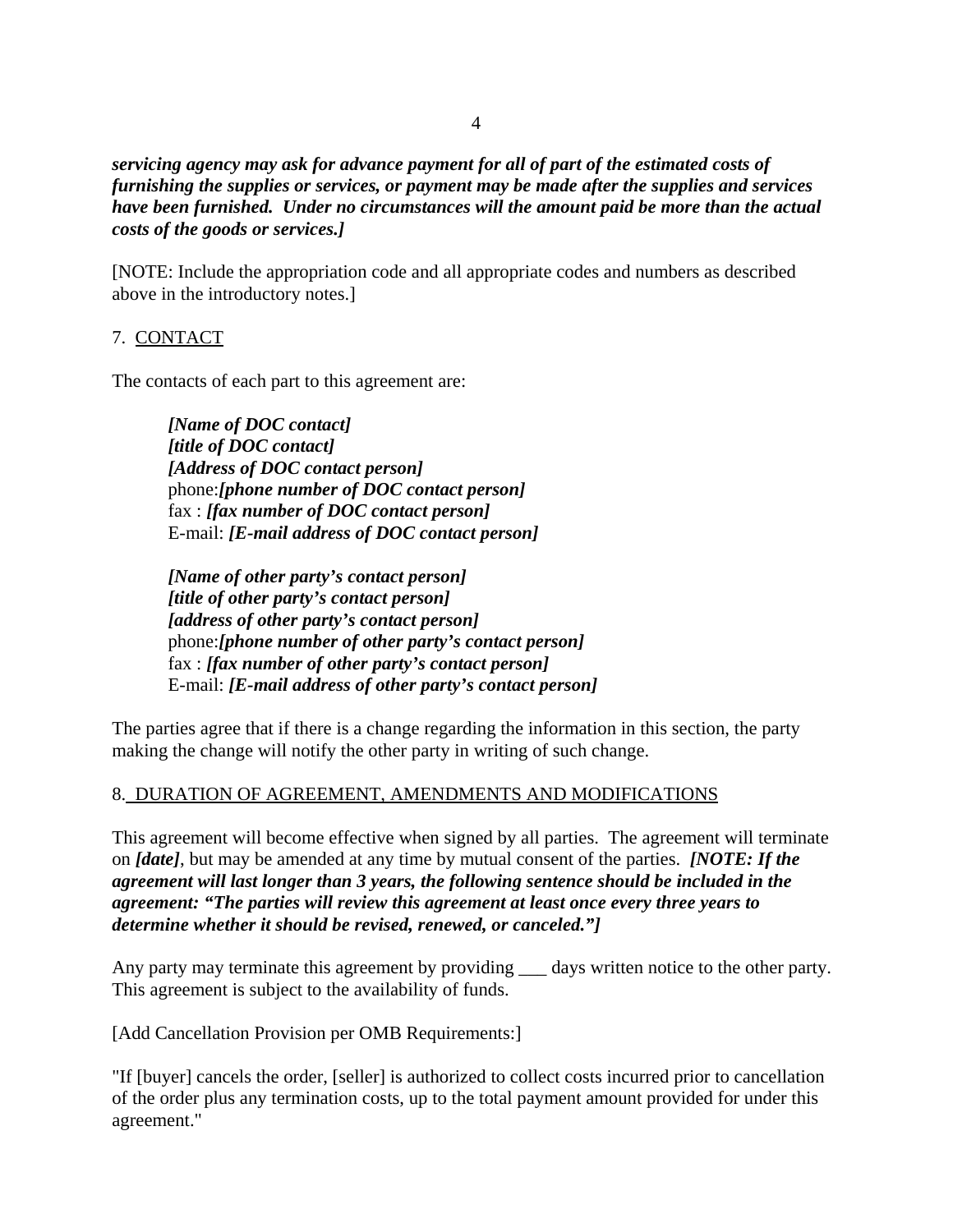***servicing agency may ask for advance payment for all of part of the estimated costs of furnishing the supplies or services, or payment may be made after the supplies and services have been furnished. Under no circumstances will the amount paid be more than the actual costs of the goods or services.]***

[NOTE: Include the appropriation code and all appropriate codes and numbers as described above in the introductory notes.]

7. CONTACT

The contacts of each part to this agreement are:

> ***[Name of DOC contact]***
> ***[title of DOC contact]***
> ***[Address of DOC contact person]***
> phone:***[phone number of DOC contact person]***
> fax : ***[fax number of DOC contact person]***
> E-mail: ***[E-mail address of DOC contact person]***
>
> ***[Name of other party's contact person]***
> ***[title of other party's contact person]***
> ***[address of other party's contact person]***
> phone:***[phone number of other party's contact person]***
> fax : ***[fax number of other party's contact person]***
> E-mail: ***[E-mail address of other party's contact person]***

The parties agree that if there is a change regarding the information in this section, the party making the change will notify the other party in writing of such change.

8. DURATION OF AGREEMENT, AMENDMENTS AND MODIFICATIONS

This agreement will become effective when signed by all parties. The agreement will terminate on ***[date]***, but may be amended at any time by mutual consent of the parties. ***[NOTE: If the agreement will last longer than 3 years, the following sentence should be included in the agreement: "The parties will review this agreement at least once every three years to determine whether it should be revised, renewed, or canceled."]***

Any party may terminate this agreement by providing ___ days written notice to the other party. This agreement is subject to the availability of funds.

[Add Cancellation Provision per OMB Requirements:]

"If [buyer] cancels the order, [seller] is authorized to collect costs incurred prior to cancellation of the order plus any termination costs, up to the total payment amount provided for under this agreement."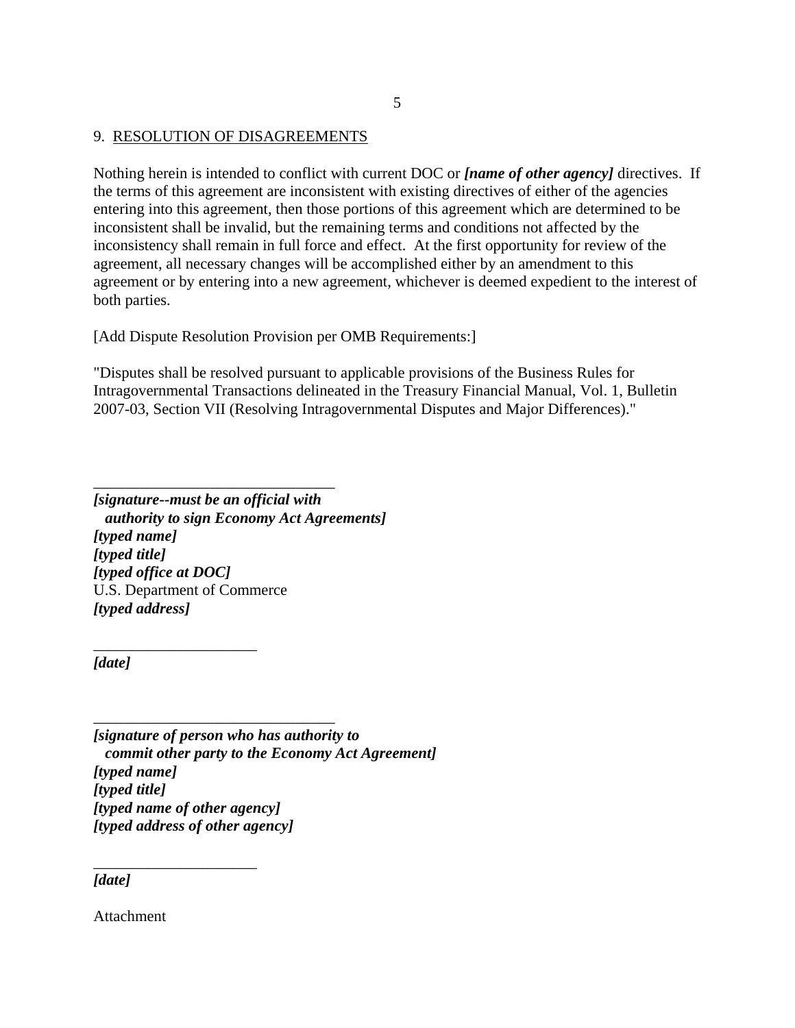9. <u>RESOLUTION OF DISAGREEMENTS</u>

Nothing herein is intended to conflict with current DOC or ***[name of other agency]*** directives. If the terms of this agreement are inconsistent with existing directives of either of the agencies entering into this agreement, then those portions of this agreement which are determined to be inconsistent shall be invalid, but the remaining terms and conditions not affected by the inconsistency shall remain in full force and effect. At the first opportunity for review of the agreement, all necessary changes will be accomplished either by an amendment to this agreement or by entering into a new agreement, whichever is deemed expedient to the interest of both parties.

[Add Dispute Resolution Provision per OMB Requirements:]

"Disputes shall be resolved pursuant to applicable provisions of the Business Rules for Intragovernmental Transactions delineated in the Treasury Financial Manual, Vol. 1, Bulletin 2007-03, Section VII (Resolving Intragovernmental Disputes and Major Differences)."

_______________________________
***[signature--must be an official with authority to sign Economy Act Agreements]***
***[typed name]***
***[typed title]***
***[typed office at DOC]***
U.S. Department of Commerce
***[typed address]***

_____________________
***[date]***

_______________________________
***[signature of person who has authority to commit other party to the Economy Act Agreement]***
***[typed name]***
***[typed title]***
***[typed name of other agency]***
***[typed address of other agency]***

_____________________
***[date]***

Attachment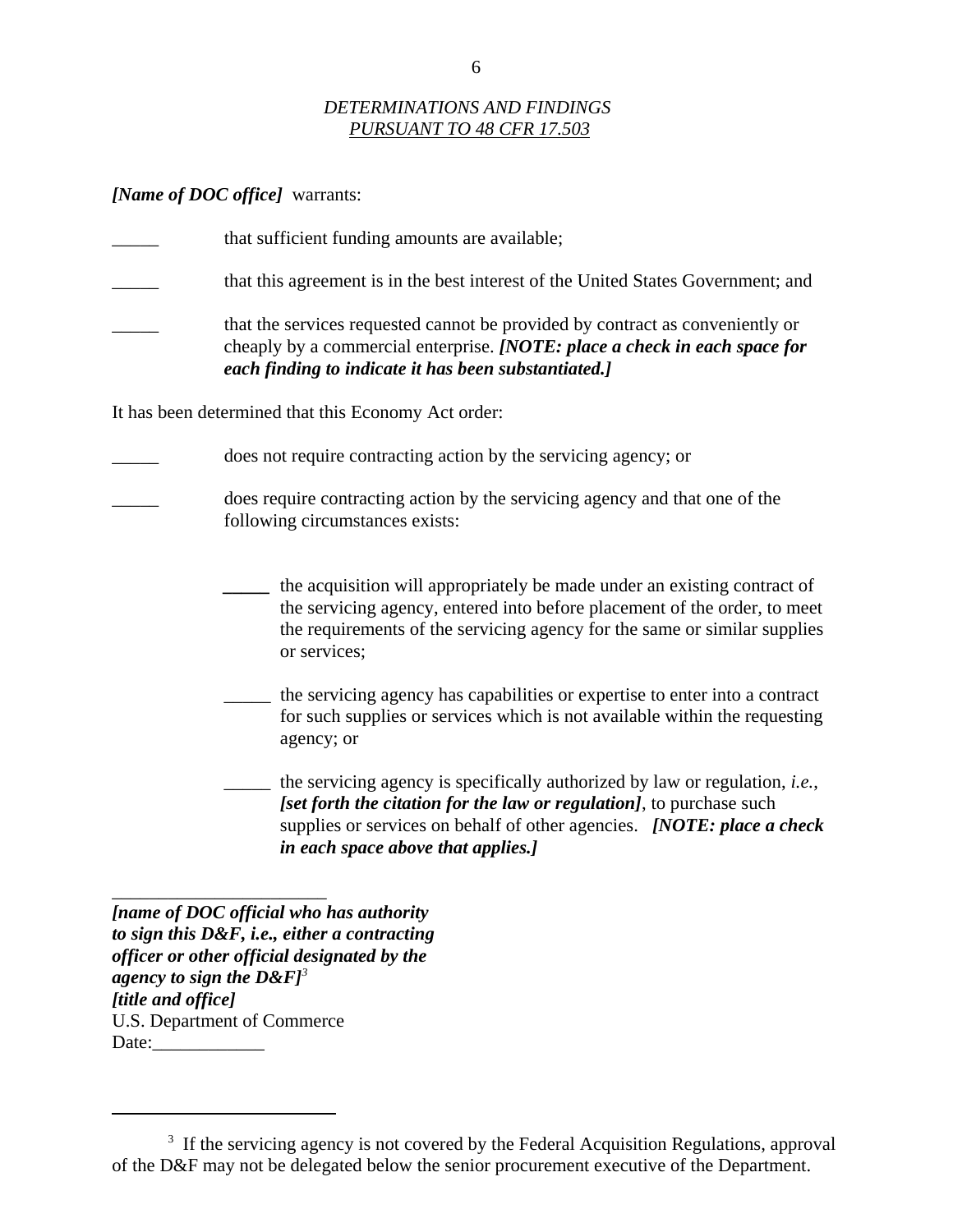*DETERMINATIONS AND FINDINGS*
*PURSUANT TO 48 CFR 17.503*

***[Name of DOC office]*** warrants:

_____ that sufficient funding amounts are available;

_____ that this agreement is in the best interest of the United States Government; and

_____ that the services requested cannot be provided by contract as conveniently or cheaply by a commercial enterprise. ***[NOTE: place a check in each space for each finding to indicate it has been substantiated.]***

It has been determined that this Economy Act order:

_____ does not require contracting action by the servicing agency; or

_____ does require contracting action by the servicing agency and that one of the following circumstances exists:

> _____ the acquisition will appropriately be made under an existing contract of the servicing agency, entered into before placement of the order, to meet the requirements of the servicing agency for the same or similar supplies or services;
>
> _____ the servicing agency has capabilities or expertise to enter into a contract for such supplies or services which is not available within the requesting agency; or
>
> _____ the servicing agency is specifically authorized by law or regulation, *i.e.*, ***[set forth the citation for the law or regulation]***, to purchase such supplies or services on behalf of other agencies. ***[NOTE: place a check in each space above that applies.]***

_______________________

***[name of DOC official who has authority to sign this D&F, i.e., either a contracting officer or other official designated by the agency to sign the D&F]***[3]
***[title and office]***
U.S. Department of Commerce
Date:____________

---

[3] If the servicing agency is not covered by the Federal Acquisition Regulations, approval of the D&F may not be delegated below the senior procurement executive of the Department.